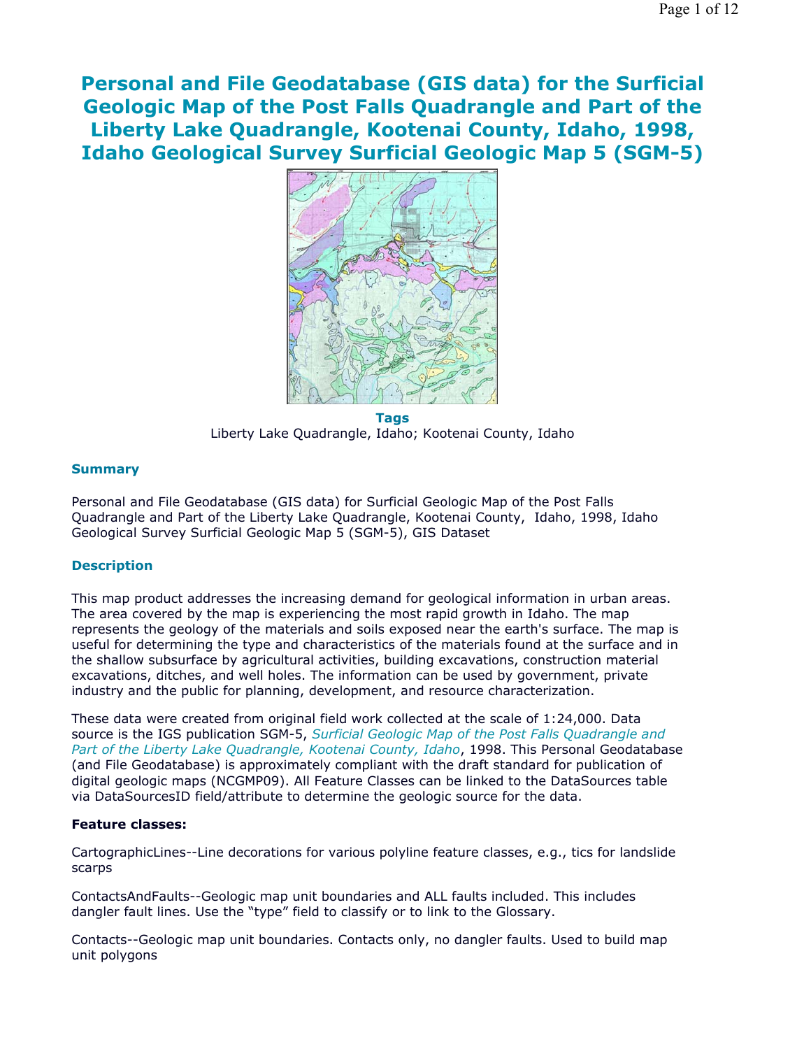# Personal and File Geodatabase (GIS data) for the Surficial Geologic Map of the Post Falls Quadrangle and Part of the Liberty Lake Quadrangle, Kootenai County, Idaho, 1998, Idaho Geological Survey Surficial Geologic Map 5 (SGM-5)

**Tags**

Liberty Lake Quadrangle, Idaho; Kootenai County, Idaho

### Summary

Personal and File Geodatabase (GIS data) for Surficial Geologic Map of the Post Falls Quadrangle and Part of the Liberty Lake Quadrangle, Kootenai County, Idaho, 1998, Idaho Geological Survey Surficial Geologic Map 5 (SGM-5), GIS Dataset

### Description

This map product addresses the increasing demand for geological information in urban areas. The area covered by the map is experiencing the most rapid growth in Idaho. The map represents the geology of the materials and soils exposed near the earth's surface. The map is useful for determining the type and characteristics of the materials found at the surface and in the shallow subsurface by agricultural activities, building excavations, construction material excavations, ditches, and well holes. The information can be used by government, private industry and the public for planning, development, and resource characterization.

These data were created from original field work collected at the scale of 1:24,000. Data source is the IGS publication SGM-5, *Surficial Geologic Map of the Post Falls Quadrangle and Part of the Liberty Lake Quadrangle, Kootenai County, Idaho*, 1998. This Personal Geodatabase (and File Geodatabase) is approximately compliant with the draft standard for publication of digital geologic maps (NCGMP09). All Feature Classes can be linked to the DataSources table via DataSourcesID field/attribute to determine the geologic source for the data.

**Feature classes:**

CartographicLines--Line decorations for various polyline feature classes, e.g., tics for landslide scarps

ContactsAndFaults--Geologic map unit boundaries and ALL faults included. This includes dangler fault lines. Use the "type" field to classify or to link to the Glossary.

Contacts--Geologic map unit boundaries. Contacts only, no dangler faults. Used to build map unit polygons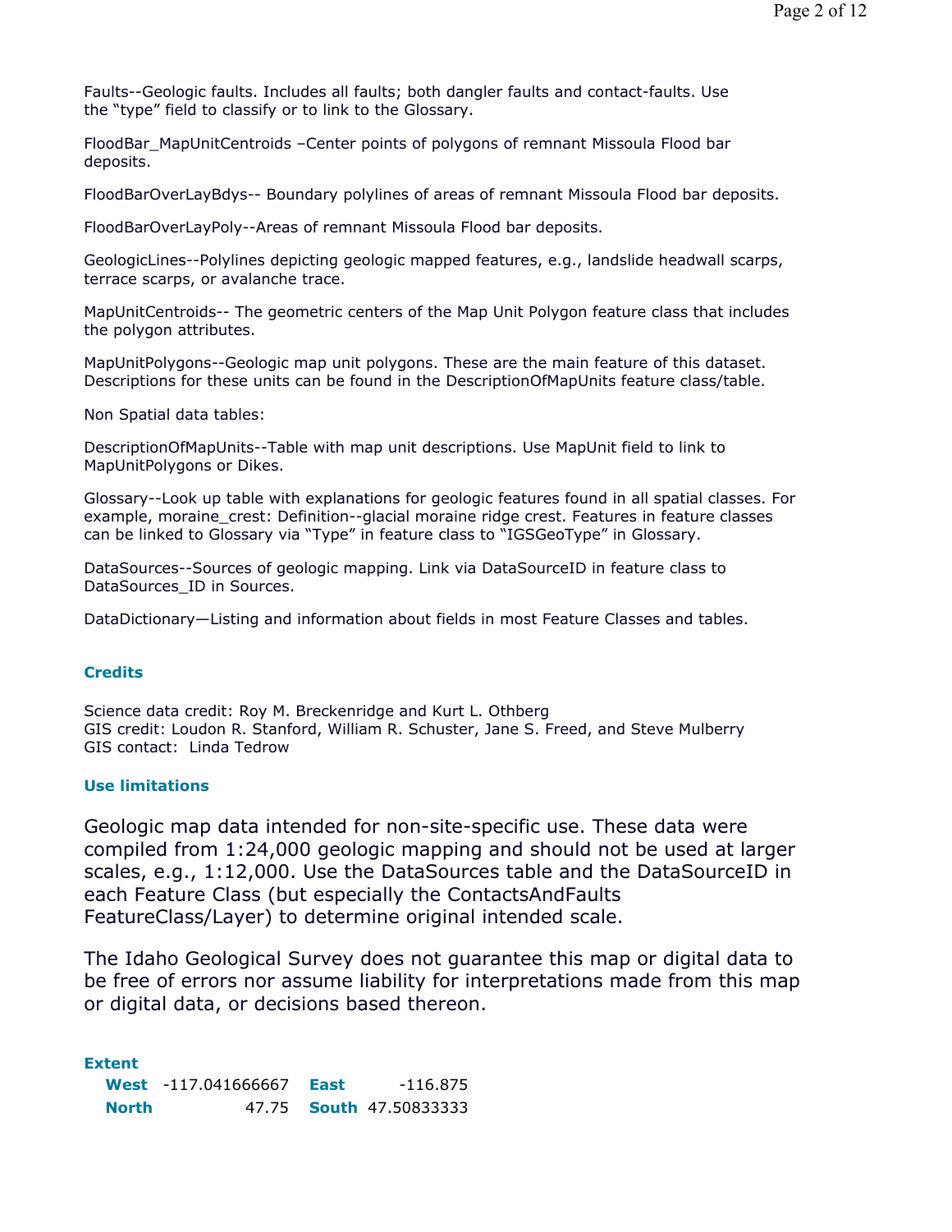Faults--Geologic faults. Includes all faults; both dangler faults and contact-faults. Use the "type" field to classify or to link to the Glossary.

FloodBar_MapUnitCentroids –Center points of polygons of remnant Missoula Flood bar deposits.

FloodBarOverLayBdys-- Boundary polylines of areas of remnant Missoula Flood bar deposits.

FloodBarOverLayPoly--Areas of remnant Missoula Flood bar deposits.

GeologicLines--Polylines depicting geologic mapped features, e.g., landslide headwall scarps, terrace scarps, or avalanche trace.

MapUnitCentroids-- The geometric centers of the Map Unit Polygon feature class that includes the polygon attributes.

MapUnitPolygons--Geologic map unit polygons. These are the main feature of this dataset. Descriptions for these units can be found in the DescriptionOfMapUnits feature class/table.

Non Spatial data tables:

DescriptionOfMapUnits--Table with map unit descriptions. Use MapUnit field to link to MapUnitPolygons or Dikes.

Glossary--Look up table with explanations for geologic features found in all spatial classes. For example, moraine_crest: Definition--glacial moraine ridge crest. Features in feature classes can be linked to Glossary via "Type" in feature class to "IGSGeoType" in Glossary.

DataSources--Sources of geologic mapping. Link via DataSourceID in feature class to DataSources_ID in Sources.

DataDictionary—Listing and information about fields in most Feature Classes and tables.

### Credits

Science data credit: Roy M. Breckenridge and Kurt L. Othberg
GIS credit: Loudon R. Stanford, William R. Schuster, Jane S. Freed, and Steve Mulberry
GIS contact: Linda Tedrow

### Use limitations

Geologic map data intended for non-site-specific use. These data were compiled from 1:24,000 geologic mapping and should not be used at larger scales, e.g., 1:12,000. Use the DataSources table and the DataSourceID in each Feature Class (but especially the ContactsAndFaults FeatureClass/Layer) to determine original intended scale.

The Idaho Geological Survey does not guarantee this map or digital data to be free of errors nor assume liability for interpretations made from this map or digital data, or decisions based thereon.

### Extent

| | | | |
|---|---|---|---|
| **West** | -117.041666667 | **East** | -116.875 |
| **North** | 47.75 | **South** | 47.50833333 |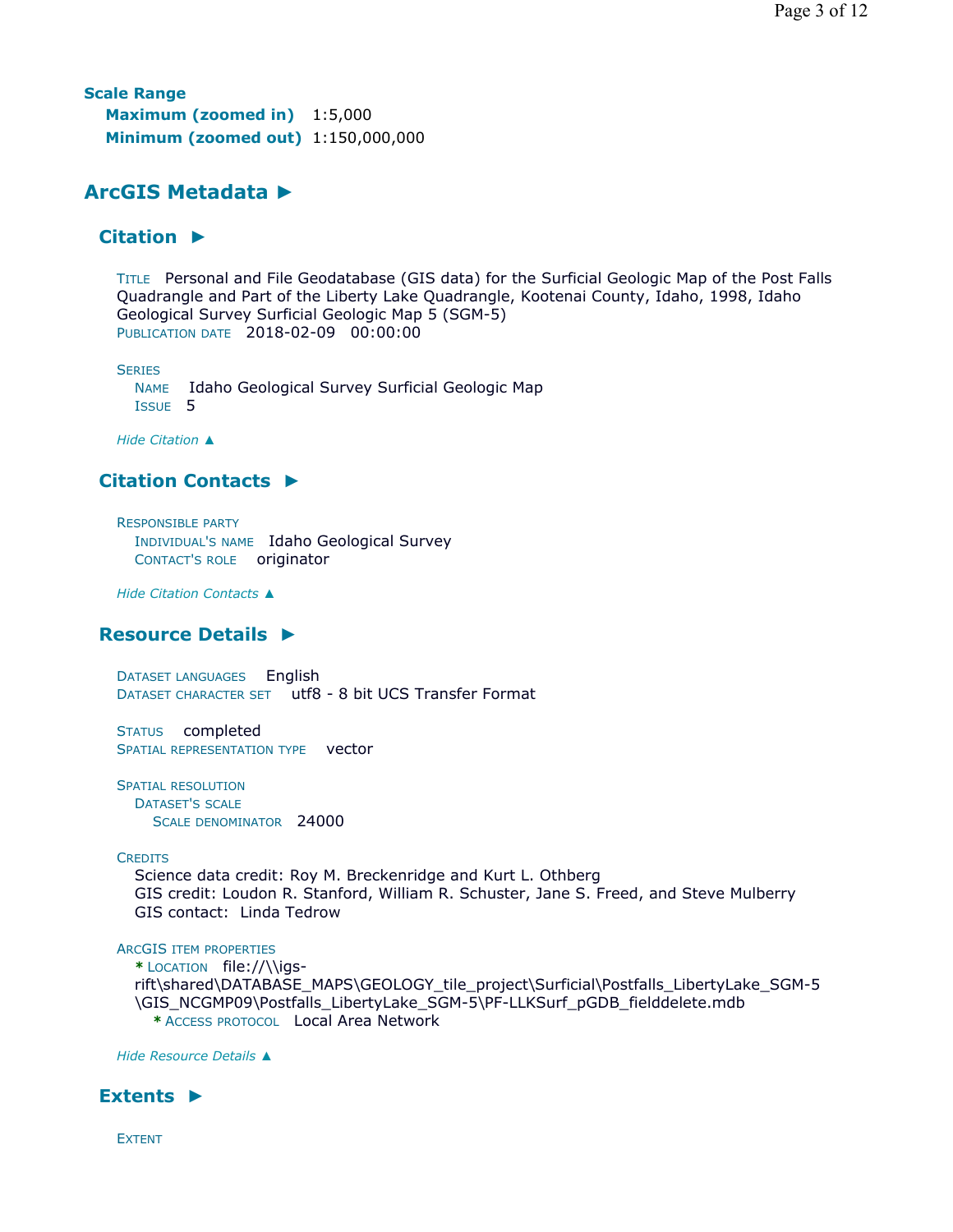**Scale Range**
**Maximum (zoomed in)** 1:5,000
**Minimum (zoomed out)** 1:150,000,000

## ArcGIS Metadata ►

### Citation ►

TITLE Personal and File Geodatabase (GIS data) for the Surficial Geologic Map of the Post Falls Quadrangle and Part of the Liberty Lake Quadrangle, Kootenai County, Idaho, 1998, Idaho Geological Survey Surficial Geologic Map 5 (SGM-5)
PUBLICATION DATE 2018-02-09 00:00:00

SERIES
NAME Idaho Geological Survey Surficial Geologic Map
ISSUE 5

*Hide Citation ▲*

### Citation Contacts ►

RESPONSIBLE PARTY
INDIVIDUAL'S NAME Idaho Geological Survey
CONTACT'S ROLE originator

*Hide Citation Contacts ▲*

### Resource Details ►

DATASET LANGUAGES English
DATASET CHARACTER SET utf8 - 8 bit UCS Transfer Format

STATUS completed
SPATIAL REPRESENTATION TYPE vector

SPATIAL RESOLUTION
DATASET'S SCALE
SCALE DENOMINATOR 24000

CREDITS
Science data credit: Roy M. Breckenridge and Kurt L. Othberg
GIS credit: Loudon R. Stanford, William R. Schuster, Jane S. Freed, and Steve Mulberry
GIS contact: Linda Tedrow

ARCGIS ITEM PROPERTIES
* LOCATION file://\\igs-rift\shared\DATABASE_MAPS\GEOLOGY_tile_project\Surficial\Postfalls_LibertyLake_SGM-5\GIS_NCGMP09\Postfalls_LibertyLake_SGM-5\PF-LLKSurf_pGDB_fielddelete.mdb
* ACCESS PROTOCOL Local Area Network

*Hide Resource Details ▲*

### Extents ►

EXTENT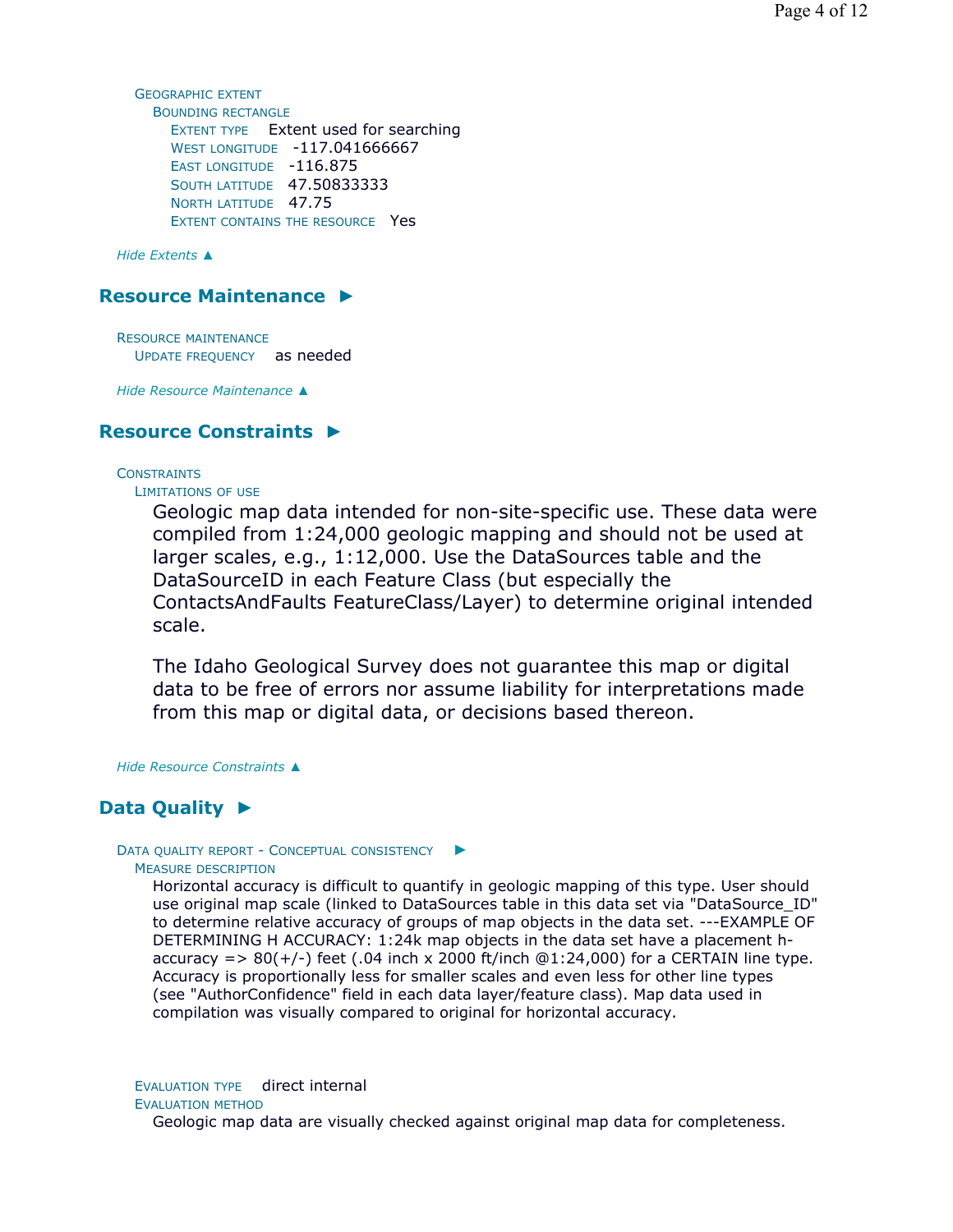GEOGRAPHIC EXTENT

BOUNDING RECTANGLE

EXTENT TYPE Extent used for searching

WEST LONGITUDE -117.041666667

EAST LONGITUDE -116.875

SOUTH LATITUDE 47.50833333

NORTH LATITUDE 47.75

EXTENT CONTAINS THE RESOURCE Yes

*Hide Extents ▲*

## Resource Maintenance ►

RESOURCE MAINTENANCE

UPDATE FREQUENCY as needed

*Hide Resource Maintenance ▲*

## Resource Constraints ►

CONSTRAINTS

LIMITATIONS OF USE

Geologic map data intended for non-site-specific use. These data were compiled from 1:24,000 geologic mapping and should not be used at larger scales, e.g., 1:12,000. Use the DataSources table and the DataSourceID in each Feature Class (but especially the ContactsAndFaults FeatureClass/Layer) to determine original intended scale.

The Idaho Geological Survey does not guarantee this map or digital data to be free of errors nor assume liability for interpretations made from this map or digital data, or decisions based thereon.

*Hide Resource Constraints ▲*

## Data Quality ►

DATA QUALITY REPORT - CONCEPTUAL CONSISTENCY ►

MEASURE DESCRIPTION

Horizontal accuracy is difficult to quantify in geologic mapping of this type. User should use original map scale (linked to DataSources table in this data set via "DataSource_ID" to determine relative accuracy of groups of map objects in the data set. ---EXAMPLE OF DETERMINING H ACCURACY: 1:24k map objects in the data set have a placement h-accuracy => 80(+/-) feet (.04 inch x 2000 ft/inch @1:24,000) for a CERTAIN line type. Accuracy is proportionally less for smaller scales and even less for other line types (see "AuthorConfidence" field in each data layer/feature class). Map data used in compilation was visually compared to original for horizontal accuracy.

EVALUATION TYPE direct internal

EVALUATION METHOD

Geologic map data are visually checked against original map data for completeness.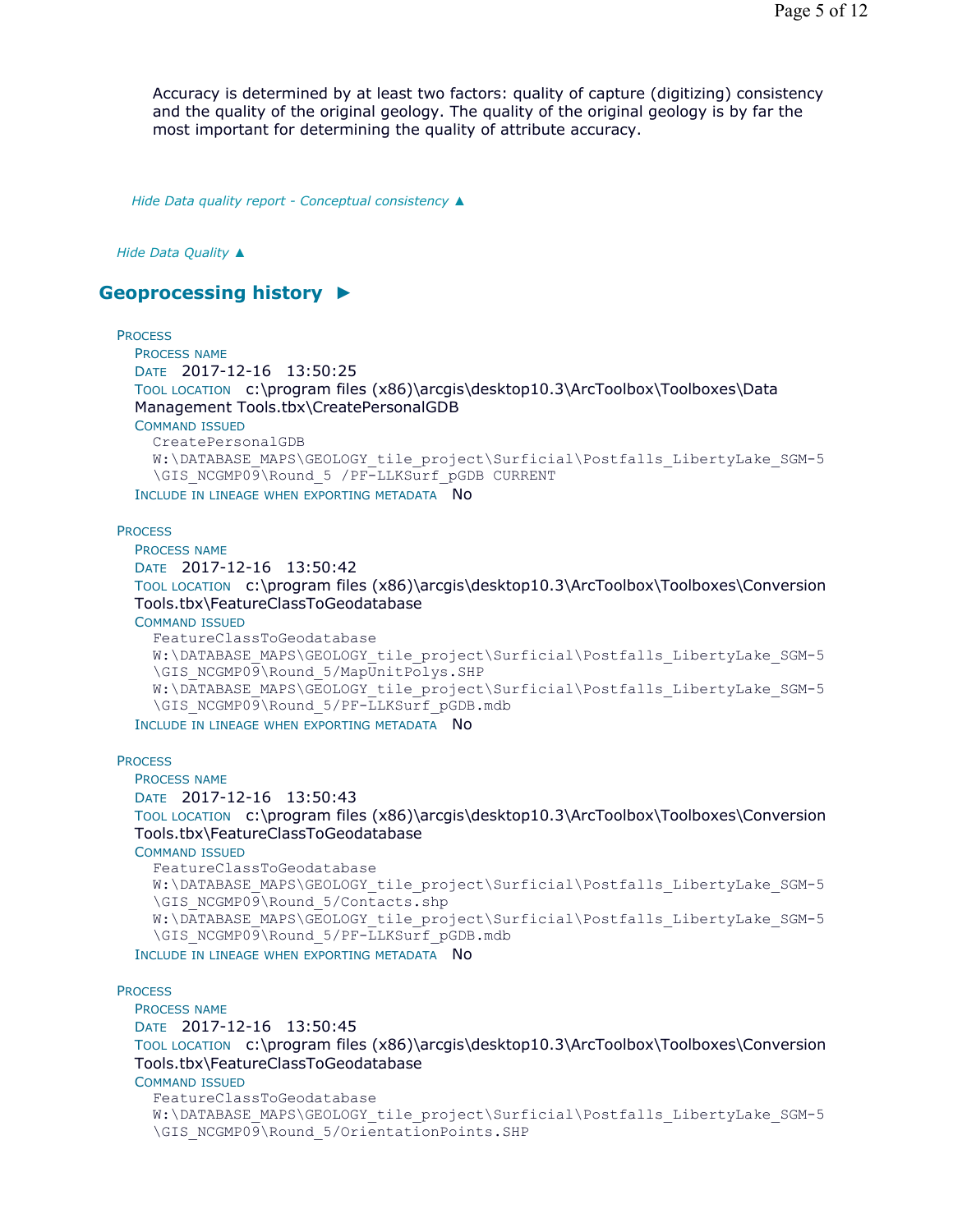Accuracy is determined by at least two factors: quality of capture (digitizing) consistency and the quality of the original geology. The quality of the original geology is by far the most important for determining the quality of attribute accuracy.

*Hide Data quality report - Conceptual consistency ▲*

*Hide Data Quality ▲*

## Geoprocessing history ►

PROCESS
PROCESS NAME
DATE 2017-12-16 13:50:25
TOOL LOCATION c:\program files (x86)\arcgis\desktop10.3\ArcToolbox\Toolboxes\Data Management Tools.tbx\CreatePersonalGDB
COMMAND ISSUED

```
CreatePersonalGDB
W:\DATABASE_MAPS\GEOLOGY_tile_project\Surficial\Postfalls_LibertyLake_SGM-5
\GIS_NCGMP09\Round_5 /PF-LLKSurf_pGDB CURRENT
```

INCLUDE IN LINEAGE WHEN EXPORTING METADATA No

PROCESS
PROCESS NAME
DATE 2017-12-16 13:50:42
TOOL LOCATION c:\program files (x86)\arcgis\desktop10.3\ArcToolbox\Toolboxes\Conversion Tools.tbx\FeatureClassToGeodatabase
COMMAND ISSUED

```
FeatureClassToGeodatabase
W:\DATABASE_MAPS\GEOLOGY_tile_project\Surficial\Postfalls_LibertyLake_SGM-5
\GIS_NCGMP09\Round_5/MapUnitPolys.SHP
W:\DATABASE_MAPS\GEOLOGY_tile_project\Surficial\Postfalls_LibertyLake_SGM-5
\GIS_NCGMP09\Round_5/PF-LLKSurf_pGDB.mdb
```

INCLUDE IN LINEAGE WHEN EXPORTING METADATA No

PROCESS
PROCESS NAME
DATE 2017-12-16 13:50:43
TOOL LOCATION c:\program files (x86)\arcgis\desktop10.3\ArcToolbox\Toolboxes\Conversion Tools.tbx\FeatureClassToGeodatabase
COMMAND ISSUED

```
FeatureClassToGeodatabase
W:\DATABASE_MAPS\GEOLOGY_tile_project\Surficial\Postfalls_LibertyLake_SGM-5
\GIS_NCGMP09\Round_5/Contacts.shp
W:\DATABASE_MAPS\GEOLOGY_tile_project\Surficial\Postfalls_LibertyLake_SGM-5
\GIS_NCGMP09\Round_5/PF-LLKSurf_pGDB.mdb
```

INCLUDE IN LINEAGE WHEN EXPORTING METADATA No

PROCESS
PROCESS NAME
DATE 2017-12-16 13:50:45
TOOL LOCATION c:\program files (x86)\arcgis\desktop10.3\ArcToolbox\Toolboxes\Conversion Tools.tbx\FeatureClassToGeodatabase
COMMAND ISSUED

```
FeatureClassToGeodatabase
W:\DATABASE_MAPS\GEOLOGY_tile_project\Surficial\Postfalls_LibertyLake_SGM-5
\GIS_NCGMP09\Round_5/OrientationPoints.SHP
```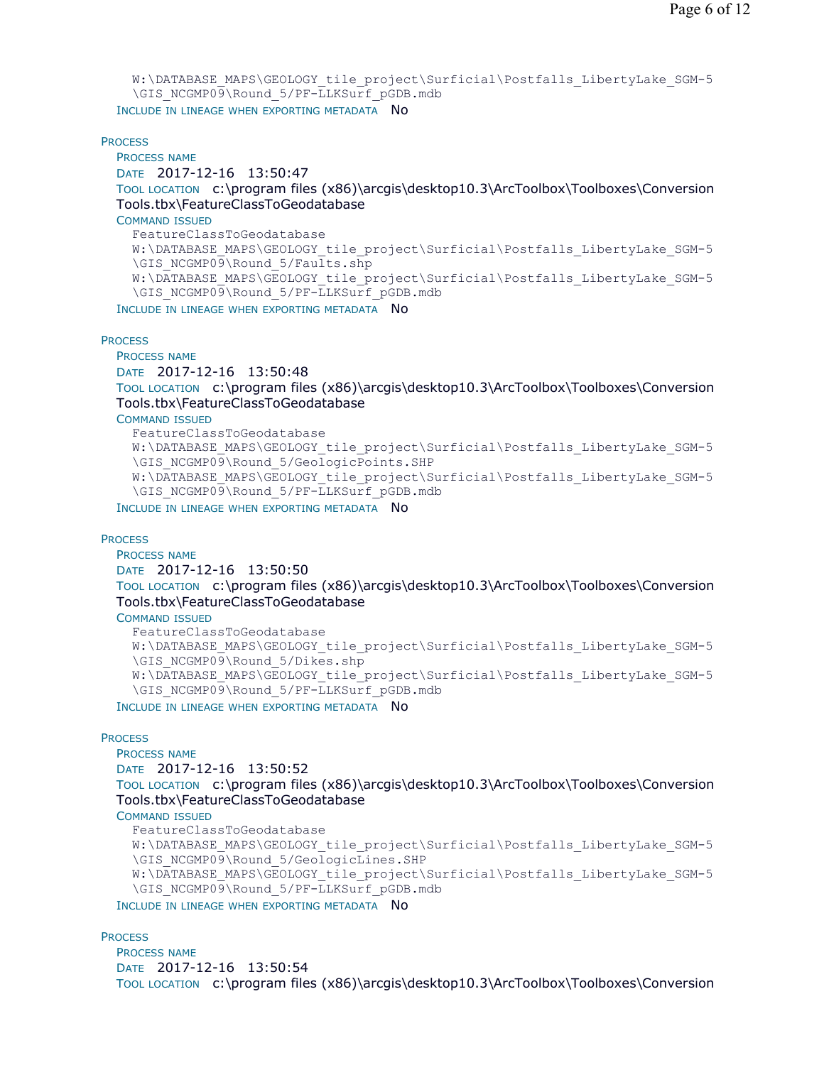W:\DATABASE_MAPS\GEOLOGY_tile_project\Surficial\Postfalls_LibertyLake_SGM-5\GIS_NCGMP09\Round_5/PF-LLKSurf_pGDB.mdb

INCLUDE IN LINEAGE WHEN EXPORTING METADATA No

PROCESS

PROCESS NAME

DATE 2017-12-16 13:50:47

TOOL LOCATION c:\program files (x86)\arcgis\desktop10.3\ArcToolbox\Toolboxes\Conversion Tools.tbx\FeatureClassToGeodatabase

COMMAND ISSUED

```
FeatureClassToGeodatabase
W:\DATABASE_MAPS\GEOLOGY_tile_project\Surficial\Postfalls_LibertyLake_SGM-5\GIS_NCGMP09\Round_5/Faults.shp
W:\DATABASE_MAPS\GEOLOGY_tile_project\Surficial\Postfalls_LibertyLake_SGM-5\GIS_NCGMP09\Round_5/PF-LLKSurf_pGDB.mdb
```

INCLUDE IN LINEAGE WHEN EXPORTING METADATA No

PROCESS

PROCESS NAME

DATE 2017-12-16 13:50:48

TOOL LOCATION c:\program files (x86)\arcgis\desktop10.3\ArcToolbox\Toolboxes\Conversion Tools.tbx\FeatureClassToGeodatabase

COMMAND ISSUED

```
FeatureClassToGeodatabase
W:\DATABASE_MAPS\GEOLOGY_tile_project\Surficial\Postfalls_LibertyLake_SGM-5\GIS_NCGMP09\Round_5/GeologicPoints.SHP
W:\DATABASE_MAPS\GEOLOGY_tile_project\Surficial\Postfalls_LibertyLake_SGM-5\GIS_NCGMP09\Round_5/PF-LLKSurf_pGDB.mdb
```

INCLUDE IN LINEAGE WHEN EXPORTING METADATA No

PROCESS

PROCESS NAME

DATE 2017-12-16 13:50:50

TOOL LOCATION c:\program files (x86)\arcgis\desktop10.3\ArcToolbox\Toolboxes\Conversion Tools.tbx\FeatureClassToGeodatabase

COMMAND ISSUED

```
FeatureClassToGeodatabase
W:\DATABASE_MAPS\GEOLOGY_tile_project\Surficial\Postfalls_LibertyLake_SGM-5\GIS_NCGMP09\Round_5/Dikes.shp
W:\DATABASE_MAPS\GEOLOGY_tile_project\Surficial\Postfalls_LibertyLake_SGM-5\GIS_NCGMP09\Round_5/PF-LLKSurf_pGDB.mdb
```

INCLUDE IN LINEAGE WHEN EXPORTING METADATA No

PROCESS

PROCESS NAME

DATE 2017-12-16 13:50:52

TOOL LOCATION c:\program files (x86)\arcgis\desktop10.3\ArcToolbox\Toolboxes\Conversion Tools.tbx\FeatureClassToGeodatabase

COMMAND ISSUED

```
FeatureClassToGeodatabase
W:\DATABASE_MAPS\GEOLOGY_tile_project\Surficial\Postfalls_LibertyLake_SGM-5\GIS_NCGMP09\Round_5/GeologicLines.SHP
W:\DATABASE_MAPS\GEOLOGY_tile_project\Surficial\Postfalls_LibertyLake_SGM-5\GIS_NCGMP09\Round_5/PF-LLKSurf_pGDB.mdb
```

INCLUDE IN LINEAGE WHEN EXPORTING METADATA No

PROCESS

PROCESS NAME

DATE 2017-12-16 13:50:54

TOOL LOCATION c:\program files (x86)\arcgis\desktop10.3\ArcToolbox\Toolboxes\Conversion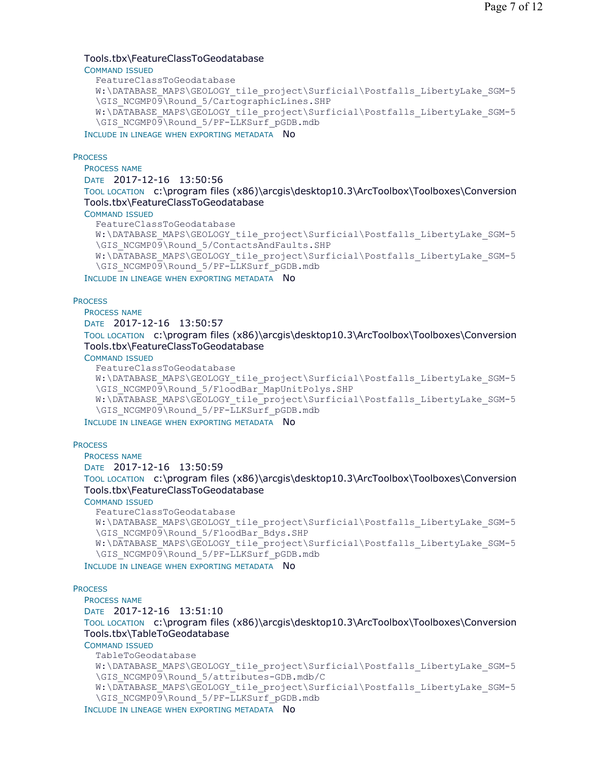Tools.tbx\FeatureClassToGeodatabase

COMMAND ISSUED

```
FeatureClassToGeodatabase
W:\DATABASE_MAPS\GEOLOGY_tile_project\Surficial\Postfalls_LibertyLake_SGM-5
\GIS_NCGMP09\Round_5/CartographicLines.SHP
W:\DATABASE_MAPS\GEOLOGY_tile_project\Surficial\Postfalls_LibertyLake_SGM-5
\GIS_NCGMP09\Round_5/PF-LLKSurf_pGDB.mdb
```

INCLUDE IN LINEAGE WHEN EXPORTING METADATA No

PROCESS

PROCESS NAME

DATE 2017-12-16 13:50:56

TOOL LOCATION c:\program files (x86)\arcgis\desktop10.3\ArcToolbox\Toolboxes\Conversion Tools.tbx\FeatureClassToGeodatabase

COMMAND ISSUED

```
FeatureClassToGeodatabase
W:\DATABASE_MAPS\GEOLOGY_tile_project\Surficial\Postfalls_LibertyLake_SGM-5
\GIS_NCGMP09\Round_5/ContactsAndFaults.SHP
W:\DATABASE_MAPS\GEOLOGY_tile_project\Surficial\Postfalls_LibertyLake_SGM-5
\GIS_NCGMP09\Round_5/PF-LLKSurf_pGDB.mdb
```

INCLUDE IN LINEAGE WHEN EXPORTING METADATA No

PROCESS

PROCESS NAME

DATE 2017-12-16 13:50:57

TOOL LOCATION c:\program files (x86)\arcgis\desktop10.3\ArcToolbox\Toolboxes\Conversion Tools.tbx\FeatureClassToGeodatabase

COMMAND ISSUED

```
FeatureClassToGeodatabase
W:\DATABASE_MAPS\GEOLOGY_tile_project\Surficial\Postfalls_LibertyLake_SGM-5
\GIS_NCGMP09\Round_5/FloodBar_MapUnitPolys.SHP
W:\DATABASE_MAPS\GEOLOGY_tile_project\Surficial\Postfalls_LibertyLake_SGM-5
\GIS_NCGMP09\Round_5/PF-LLKSurf_pGDB.mdb
```

INCLUDE IN LINEAGE WHEN EXPORTING METADATA No

PROCESS

PROCESS NAME

DATE 2017-12-16 13:50:59

TOOL LOCATION c:\program files (x86)\arcgis\desktop10.3\ArcToolbox\Toolboxes\Conversion Tools.tbx\FeatureClassToGeodatabase

COMMAND ISSUED

```
FeatureClassToGeodatabase
W:\DATABASE_MAPS\GEOLOGY_tile_project\Surficial\Postfalls_LibertyLake_SGM-5
\GIS_NCGMP09\Round_5/FloodBar_Bdys.SHP
W:\DATABASE_MAPS\GEOLOGY_tile_project\Surficial\Postfalls_LibertyLake_SGM-5
\GIS_NCGMP09\Round_5/PF-LLKSurf_pGDB.mdb
```

INCLUDE IN LINEAGE WHEN EXPORTING METADATA No

PROCESS

PROCESS NAME

DATE 2017-12-16 13:51:10

TOOL LOCATION c:\program files (x86)\arcgis\desktop10.3\ArcToolbox\Toolboxes\Conversion Tools.tbx\TableToGeodatabase

COMMAND ISSUED

```
TableToGeodatabase
W:\DATABASE_MAPS\GEOLOGY_tile_project\Surficial\Postfalls_LibertyLake_SGM-5
\GIS_NCGMP09\Round_5/attributes-GDB.mdb/C
W:\DATABASE_MAPS\GEOLOGY_tile_project\Surficial\Postfalls_LibertyLake_SGM-5
\GIS_NCGMP09\Round_5/PF-LLKSurf_pGDB.mdb
```

INCLUDE IN LINEAGE WHEN EXPORTING METADATA No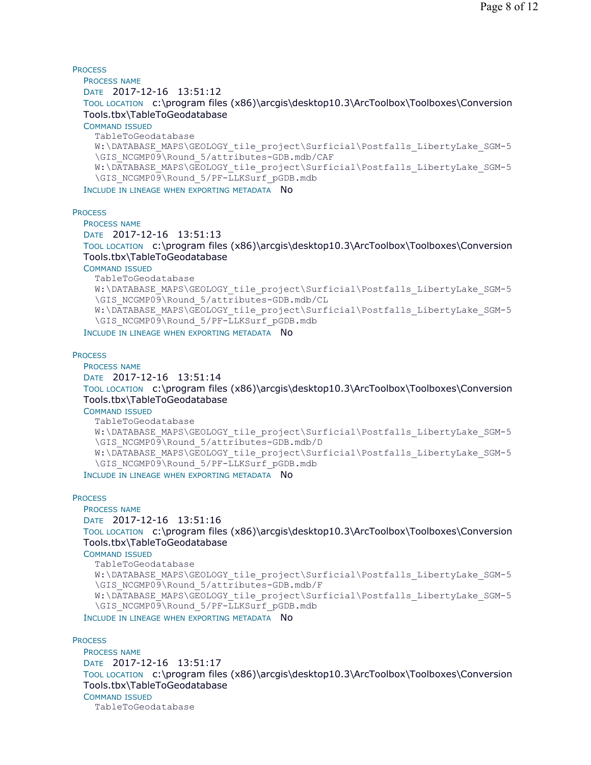PROCESS

PROCESS NAME

DATE 2017-12-16 13:51:12

TOOL LOCATION c:\program files (x86)\arcgis\desktop10.3\ArcToolbox\Toolboxes\Conversion Tools.tbx\TableToGeodatabase

COMMAND ISSUED

```
TableToGeodatabase
W:\DATABASE_MAPS\GEOLOGY_tile_project\Surficial\Postfalls_LibertyLake_SGM-5
\GIS_NCGMP09\Round_5/attributes-GDB.mdb/CAF
W:\DATABASE_MAPS\GEOLOGY_tile_project\Surficial\Postfalls_LibertyLake_SGM-5
\GIS_NCGMP09\Round_5/PF-LLKSurf_pGDB.mdb
```

INCLUDE IN LINEAGE WHEN EXPORTING METADATA No

PROCESS

PROCESS NAME

DATE 2017-12-16 13:51:13

TOOL LOCATION c:\program files (x86)\arcgis\desktop10.3\ArcToolbox\Toolboxes\Conversion Tools.tbx\TableToGeodatabase

COMMAND ISSUED

```
TableToGeodatabase
W:\DATABASE_MAPS\GEOLOGY_tile_project\Surficial\Postfalls_LibertyLake_SGM-5
\GIS_NCGMP09\Round_5/attributes-GDB.mdb/CL
W:\DATABASE_MAPS\GEOLOGY_tile_project\Surficial\Postfalls_LibertyLake_SGM-5
\GIS_NCGMP09\Round_5/PF-LLKSurf_pGDB.mdb
```

INCLUDE IN LINEAGE WHEN EXPORTING METADATA No

PROCESS

PROCESS NAME

DATE 2017-12-16 13:51:14

TOOL LOCATION c:\program files (x86)\arcgis\desktop10.3\ArcToolbox\Toolboxes\Conversion Tools.tbx\TableToGeodatabase

COMMAND ISSUED

```
TableToGeodatabase
W:\DATABASE_MAPS\GEOLOGY_tile_project\Surficial\Postfalls_LibertyLake_SGM-5
\GIS_NCGMP09\Round_5/attributes-GDB.mdb/D
W:\DATABASE_MAPS\GEOLOGY_tile_project\Surficial\Postfalls_LibertyLake_SGM-5
\GIS_NCGMP09\Round_5/PF-LLKSurf_pGDB.mdb
```

INCLUDE IN LINEAGE WHEN EXPORTING METADATA No

PROCESS

PROCESS NAME

DATE 2017-12-16 13:51:16

TOOL LOCATION c:\program files (x86)\arcgis\desktop10.3\ArcToolbox\Toolboxes\Conversion Tools.tbx\TableToGeodatabase

COMMAND ISSUED

```
TableToGeodatabase
W:\DATABASE_MAPS\GEOLOGY_tile_project\Surficial\Postfalls_LibertyLake_SGM-5
\GIS_NCGMP09\Round_5/attributes-GDB.mdb/F
W:\DATABASE_MAPS\GEOLOGY_tile_project\Surficial\Postfalls_LibertyLake_SGM-5
\GIS_NCGMP09\Round_5/PF-LLKSurf_pGDB.mdb
```

INCLUDE IN LINEAGE WHEN EXPORTING METADATA No

PROCESS

PROCESS NAME

DATE 2017-12-16 13:51:17

TOOL LOCATION c:\program files (x86)\arcgis\desktop10.3\ArcToolbox\Toolboxes\Conversion Tools.tbx\TableToGeodatabase

COMMAND ISSUED

```
TableToGeodatabase
```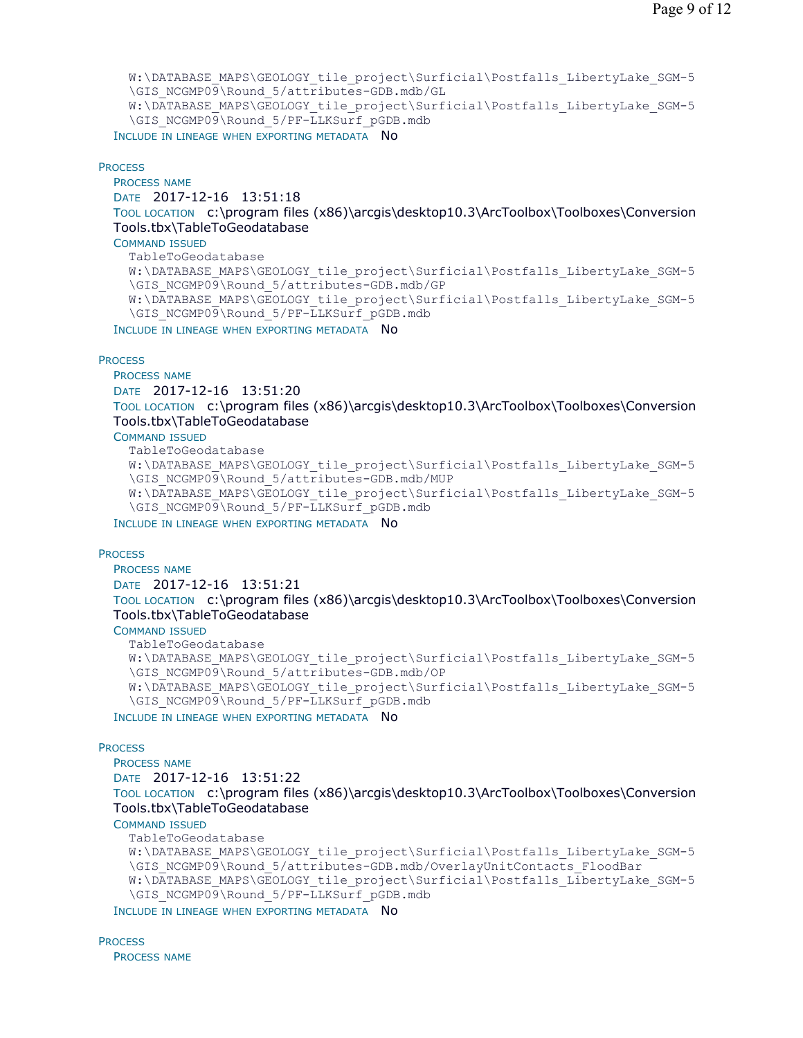```
W:\DATABASE_MAPS\GEOLOGY_tile_project\Surficial\Postfalls_LibertyLake_SGM-5
\GIS_NCGMP09\Round_5/attributes-GDB.mdb/GL
W:\DATABASE_MAPS\GEOLOGY_tile_project\Surficial\Postfalls_LibertyLake_SGM-5
\GIS_NCGMP09\Round_5/PF-LLKSurf_pGDB.mdb
```

INCLUDE IN LINEAGE WHEN EXPORTING METADATA No

PROCESS

PROCESS NAME

DATE 2017-12-16 13:51:18

TOOL LOCATION c:\program files (x86)\arcgis\desktop10.3\ArcToolbox\Toolboxes\Conversion Tools.tbx\TableToGeodatabase

COMMAND ISSUED

```
TableToGeodatabase
W:\DATABASE_MAPS\GEOLOGY_tile_project\Surficial\Postfalls_LibertyLake_SGM-5
\GIS_NCGMP09\Round_5/attributes-GDB.mdb/GP
W:\DATABASE_MAPS\GEOLOGY_tile_project\Surficial\Postfalls_LibertyLake_SGM-5
\GIS_NCGMP09\Round_5/PF-LLKSurf_pGDB.mdb
```

INCLUDE IN LINEAGE WHEN EXPORTING METADATA No

PROCESS

PROCESS NAME

DATE 2017-12-16 13:51:20

TOOL LOCATION c:\program files (x86)\arcgis\desktop10.3\ArcToolbox\Toolboxes\Conversion Tools.tbx\TableToGeodatabase

COMMAND ISSUED

```
TableToGeodatabase
W:\DATABASE_MAPS\GEOLOGY_tile_project\Surficial\Postfalls_LibertyLake_SGM-5
\GIS_NCGMP09\Round_5/attributes-GDB.mdb/MUP
W:\DATABASE_MAPS\GEOLOGY_tile_project\Surficial\Postfalls_LibertyLake_SGM-5
\GIS_NCGMP09\Round_5/PF-LLKSurf_pGDB.mdb
```

INCLUDE IN LINEAGE WHEN EXPORTING METADATA No

PROCESS

PROCESS NAME

DATE 2017-12-16 13:51:21

TOOL LOCATION c:\program files (x86)\arcgis\desktop10.3\ArcToolbox\Toolboxes\Conversion Tools.tbx\TableToGeodatabase

COMMAND ISSUED

```
TableToGeodatabase
W:\DATABASE_MAPS\GEOLOGY_tile_project\Surficial\Postfalls_LibertyLake_SGM-5
\GIS_NCGMP09\Round_5/attributes-GDB.mdb/OP
W:\DATABASE_MAPS\GEOLOGY_tile_project\Surficial\Postfalls_LibertyLake_SGM-5
\GIS_NCGMP09\Round_5/PF-LLKSurf_pGDB.mdb
```

INCLUDE IN LINEAGE WHEN EXPORTING METADATA No

PROCESS

PROCESS NAME

DATE 2017-12-16 13:51:22

TOOL LOCATION c:\program files (x86)\arcgis\desktop10.3\ArcToolbox\Toolboxes\Conversion Tools.tbx\TableToGeodatabase

COMMAND ISSUED

```
TableToGeodatabase
W:\DATABASE_MAPS\GEOLOGY_tile_project\Surficial\Postfalls_LibertyLake_SGM-5
\GIS_NCGMP09\Round_5/attributes-GDB.mdb/OverlayUnitContacts_FloodBar
W:\DATABASE_MAPS\GEOLOGY_tile_project\Surficial\Postfalls_LibertyLake_SGM-5
\GIS_NCGMP09\Round_5/PF-LLKSurf_pGDB.mdb
```

INCLUDE IN LINEAGE WHEN EXPORTING METADATA No

PROCESS

PROCESS NAME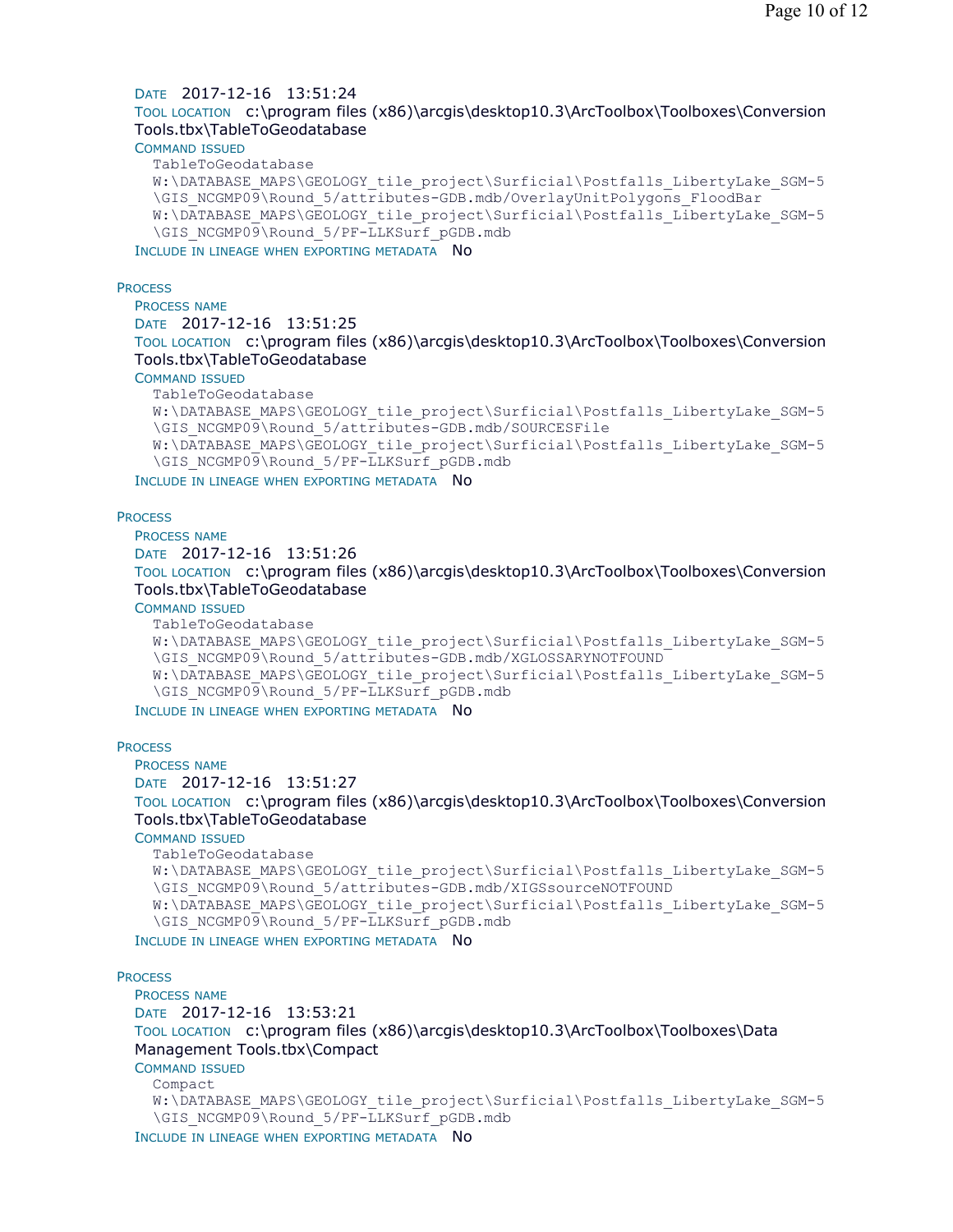**Date** 2017-12-16 13:51:24
**Tool location** c:\program files (x86)\arcgis\desktop10.3\ArcToolbox\Toolboxes\Conversion Tools.tbx\TableToGeodatabase
**Command issued**

```
TableToGeodatabase
W:\DATABASE_MAPS\GEOLOGY_tile_project\Surficial\Postfalls_LibertyLake_SGM-5
\GIS_NCGMP09\Round_5/attributes-GDB.mdb/OverlayUnitPolygons_FloodBar
W:\DATABASE_MAPS\GEOLOGY_tile_project\Surficial\Postfalls_LibertyLake_SGM-5
\GIS_NCGMP09\Round_5/PF-LLKSurf_pGDB.mdb
```

**Include in lineage when exporting metadata** No

**Process**

**Process name**
**Date** 2017-12-16 13:51:25
**Tool location** c:\program files (x86)\arcgis\desktop10.3\ArcToolbox\Toolboxes\Conversion Tools.tbx\TableToGeodatabase
**Command issued**

```
TableToGeodatabase
W:\DATABASE_MAPS\GEOLOGY_tile_project\Surficial\Postfalls_LibertyLake_SGM-5
\GIS_NCGMP09\Round_5/attributes-GDB.mdb/SOURCESFile
W:\DATABASE_MAPS\GEOLOGY_tile_project\Surficial\Postfalls_LibertyLake_SGM-5
\GIS_NCGMP09\Round_5/PF-LLKSurf_pGDB.mdb
```

**Include in lineage when exporting metadata** No

**Process**

**Process name**
**Date** 2017-12-16 13:51:26
**Tool location** c:\program files (x86)\arcgis\desktop10.3\ArcToolbox\Toolboxes\Conversion Tools.tbx\TableToGeodatabase
**Command issued**

```
TableToGeodatabase
W:\DATABASE_MAPS\GEOLOGY_tile_project\Surficial\Postfalls_LibertyLake_SGM-5
\GIS_NCGMP09\Round_5/attributes-GDB.mdb/XGLOSSARYNOTFOUND
W:\DATABASE_MAPS\GEOLOGY_tile_project\Surficial\Postfalls_LibertyLake_SGM-5
\GIS_NCGMP09\Round_5/PF-LLKSurf_pGDB.mdb
```

**Include in lineage when exporting metadata** No

**Process**

**Process name**
**Date** 2017-12-16 13:51:27
**Tool location** c:\program files (x86)\arcgis\desktop10.3\ArcToolbox\Toolboxes\Conversion Tools.tbx\TableToGeodatabase
**Command issued**

```
TableToGeodatabase
W:\DATABASE_MAPS\GEOLOGY_tile_project\Surficial\Postfalls_LibertyLake_SGM-5
\GIS_NCGMP09\Round_5/attributes-GDB.mdb/XIGSsourceNOTFOUND
W:\DATABASE_MAPS\GEOLOGY_tile_project\Surficial\Postfalls_LibertyLake_SGM-5
\GIS_NCGMP09\Round_5/PF-LLKSurf_pGDB.mdb
```

**Include in lineage when exporting metadata** No

**Process**

**Process name**
**Date** 2017-12-16 13:53:21
**Tool location** c:\program files (x86)\arcgis\desktop10.3\ArcToolbox\Toolboxes\Data Management Tools.tbx\Compact
**Command issued**

```
Compact
W:\DATABASE_MAPS\GEOLOGY_tile_project\Surficial\Postfalls_LibertyLake_SGM-5
\GIS_NCGMP09\Round_5/PF-LLKSurf_pGDB.mdb
```

**Include in lineage when exporting metadata** No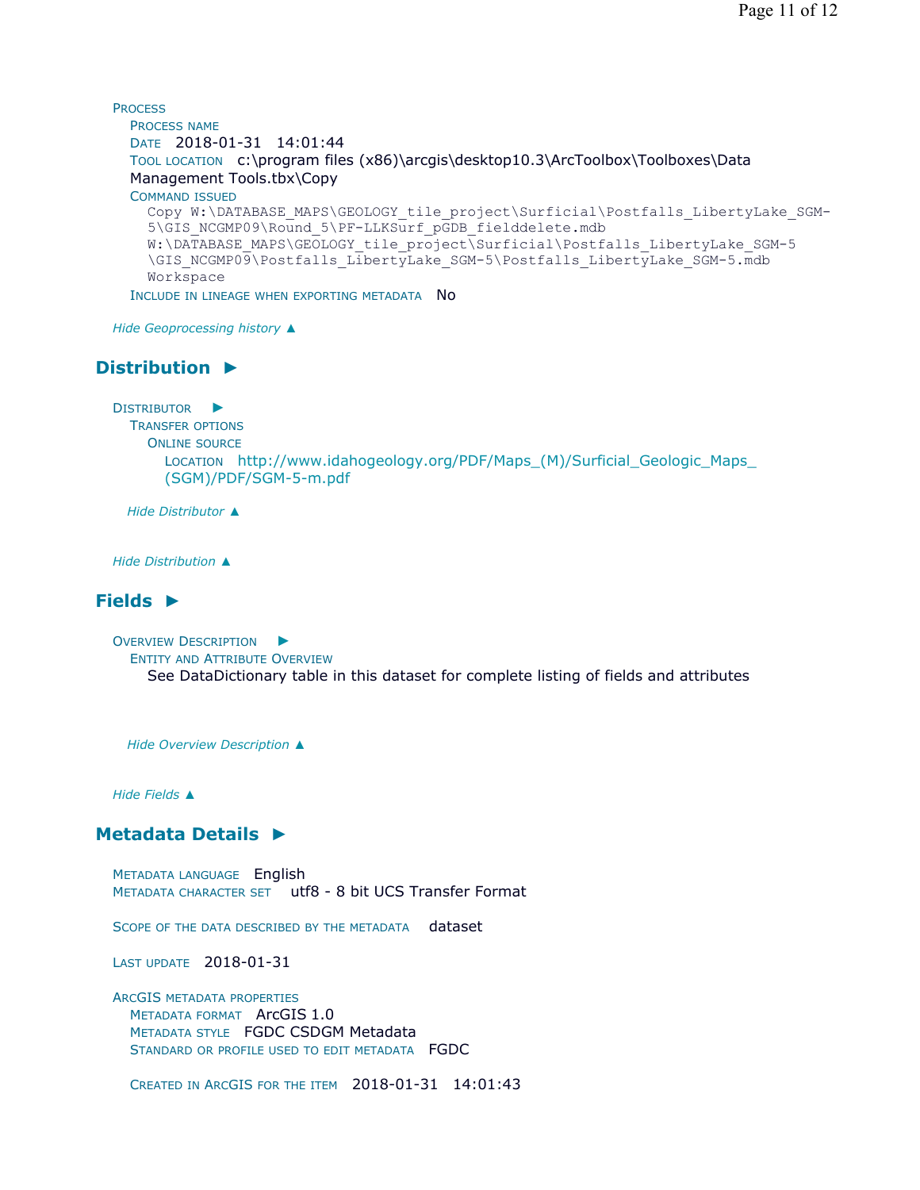PROCESS

PROCESS NAME

DATE 2018-01-31 14:01:44

TOOL LOCATION c:\program files (x86)\arcgis\desktop10.3\ArcToolbox\Toolboxes\Data Management Tools.tbx\Copy

COMMAND ISSUED

```
Copy W:\DATABASE_MAPS\GEOLOGY_tile_project\Surficial\Postfalls_LibertyLake_SGM-5\GIS_NCGMP09\Round_5\PF-LLKSurf_pGDB_fielddelete.mdb
W:\DATABASE_MAPS\GEOLOGY_tile_project\Surficial\Postfalls_LibertyLake_SGM-5\GIS_NCGMP09\Postfalls_LibertyLake_SGM-5\Postfalls_LibertyLake_SGM-5.mdb
Workspace
```

INCLUDE IN LINEAGE WHEN EXPORTING METADATA No

*Hide Geoprocessing history ▲*

## Distribution ►

DISTRIBUTOR ►

TRANSFER OPTIONS

ONLINE SOURCE

LOCATION http://www.idahogeology.org/PDF/Maps_(M)/Surficial_Geologic_Maps_(SGM)/PDF/SGM-5-m.pdf

*Hide Distributor ▲*

*Hide Distribution ▲*

## Fields ►

OVERVIEW DESCRIPTION ►

ENTITY AND ATTRIBUTE OVERVIEW

See DataDictionary table in this dataset for complete listing of fields and attributes

*Hide Overview Description ▲*

*Hide Fields ▲*

## Metadata Details ►

METADATA LANGUAGE English

METADATA CHARACTER SET utf8 - 8 bit UCS Transfer Format

SCOPE OF THE DATA DESCRIBED BY THE METADATA dataset

LAST UPDATE 2018-01-31

ARCGIS METADATA PROPERTIES

METADATA FORMAT ArcGIS 1.0

METADATA STYLE FGDC CSDGM Metadata

STANDARD OR PROFILE USED TO EDIT METADATA FGDC

CREATED IN ARCGIS FOR THE ITEM 2018-01-31 14:01:43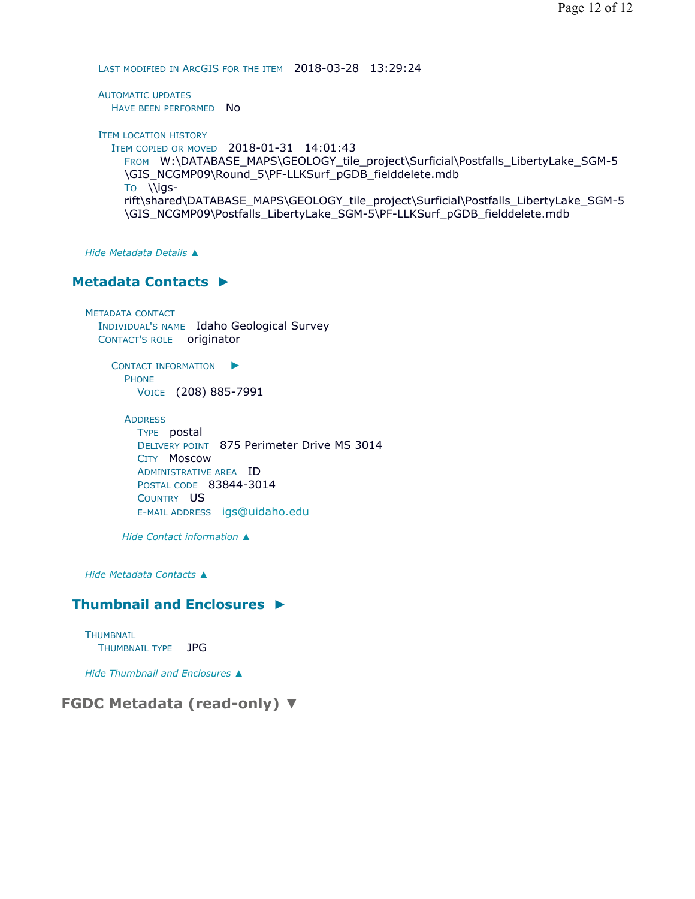Last modified in ArcGIS for the item 2018-03-28 13:29:24

Automatic updates
Have been performed No

Item location history
Item copied or moved 2018-01-31 14:01:43
From W:\DATABASE_MAPS\GEOLOGY_tile_project\Surficial\Postfalls_LibertyLake_SGM-5\GIS_NCGMP09\Round_5\PF-LLKSurf_pGDB_fielddelete.mdb
To \\igs-rift\shared\DATABASE_MAPS\GEOLOGY_tile_project\Surficial\Postfalls_LibertyLake_SGM-5\GIS_NCGMP09\Postfalls_LibertyLake_SGM-5\PF-LLKSurf_pGDB_fielddelete.mdb

*Hide Metadata Details ▲*

## Metadata Contacts ►

Metadata contact
Individual's name Idaho Geological Survey
Contact's role originator

Contact information ►
Phone
Voice (208) 885-7991

Address
Type postal
Delivery point 875 Perimeter Drive MS 3014
City Moscow
Administrative area ID
Postal code 83844-3014
Country US
E-mail address igs@uidaho.edu

*Hide Contact information ▲*

*Hide Metadata Contacts ▲*

## Thumbnail and Enclosures ►

Thumbnail
Thumbnail type JPG

*Hide Thumbnail and Enclosures ▲*

## FGDC Metadata (read-only) ▼